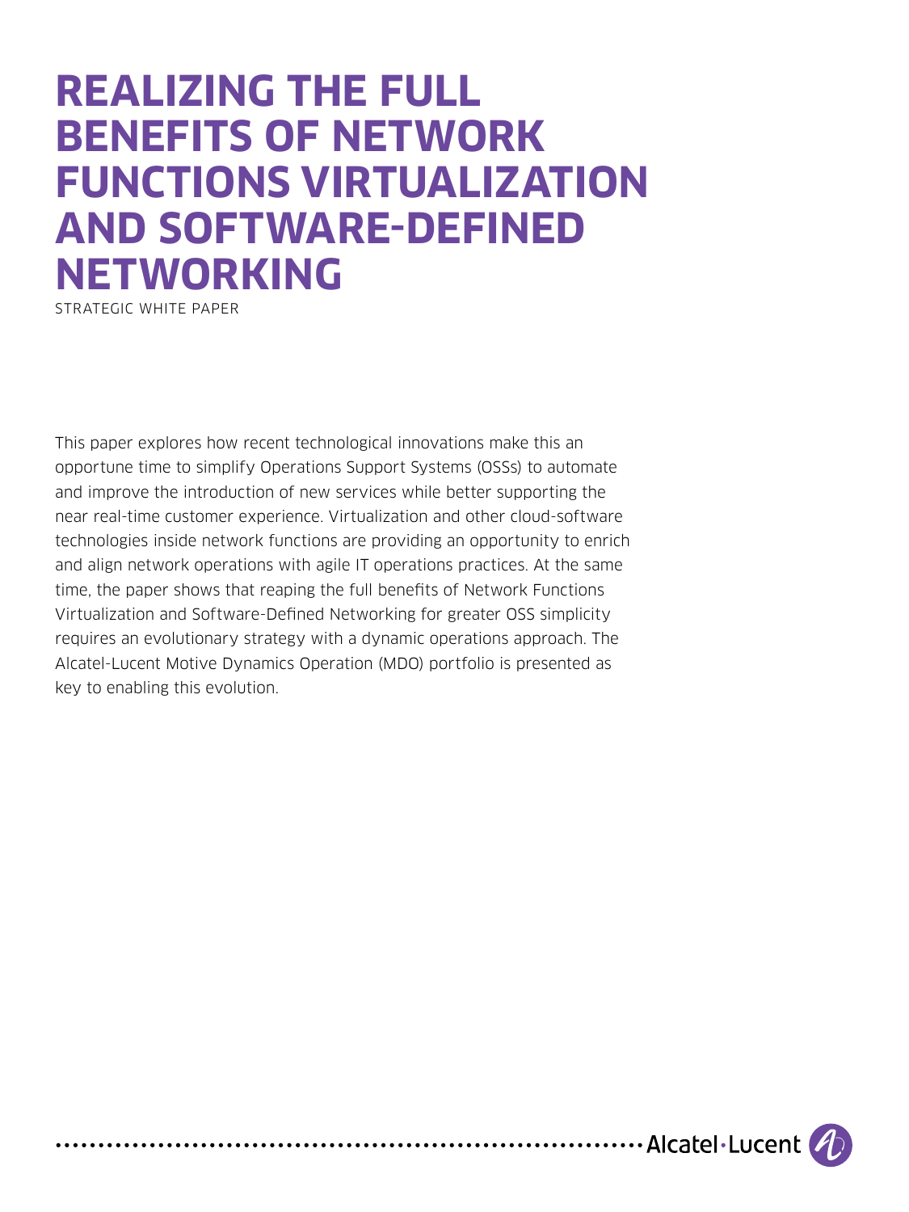# REALIZING THE FULL BENEFITS OF NETWORK FUNCTIONS VIRTUALIZATION AND SOFTWARE-DEFINED NETWORKING

STRATEGIC WHITE PAPER

This paper explores how recent technological innovations make this an opportune time to simplify Operations Support Systems (OSSs) to automate and improve the introduction of new services while better supporting the near real-time customer experience. Virtualization and other cloud-software technologies inside network functions are providing an opportunity to enrich and align network operations with agile IT operations practices. At the same time, the paper shows that reaping the full benefits of Network Functions Virtualization and Software-Defined Networking for greater OSS simplicity requires an evolutionary strategy with a dynamic operations approach. The Alcatel-Lucent Motive Dynamics Operation (MDO) portfolio is presented as key to enabling this evolution.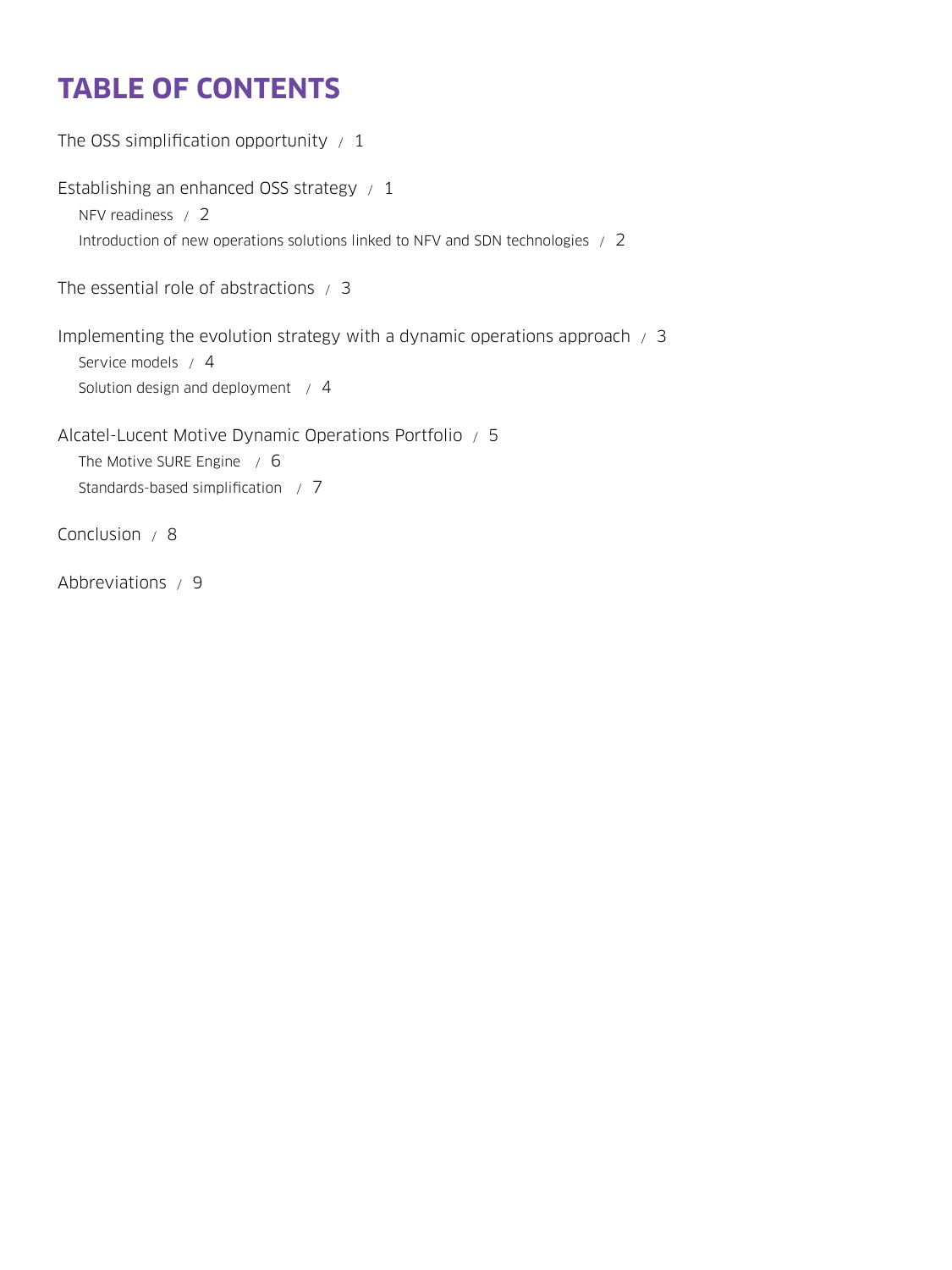# TABLE OF CONTENTS

The OSS simplification opportunity / 1

Establishing an enhanced OSS strategy / 1

- NFV readiness / 2
- Introduction of new operations solutions linked to NFV and SDN technologies / 2

The essential role of abstractions / 3

Implementing the evolution strategy with a dynamic operations approach / 3

- Service models / 4
- Solution design and deployment / 4

Alcatel-Lucent Motive Dynamic Operations Portfolio / 5

- The Motive SURE Engine / 6
- Standards-based simplification / 7

Conclusion / 8

Abbreviations / 9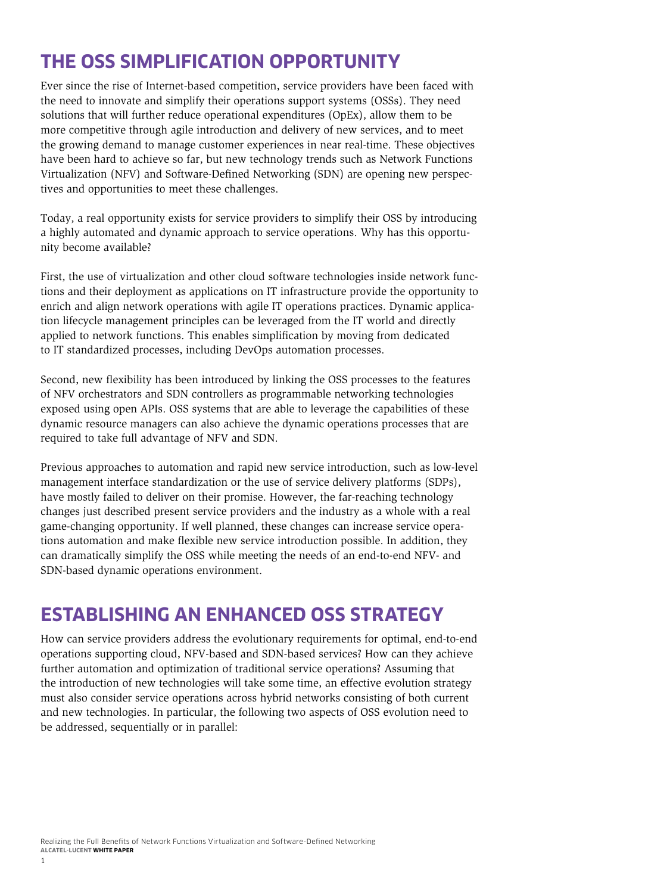## THE OSS SIMPLIFICATION OPPORTUNITY

Ever since the rise of Internet-based competition, service providers have been faced with the need to innovate and simplify their operations support systems (OSSs). They need solutions that will further reduce operational expenditures (OpEx), allow them to be more competitive through agile introduction and delivery of new services, and to meet the growing demand to manage customer experiences in near real-time. These objectives have been hard to achieve so far, but new technology trends such as Network Functions Virtualization (NFV) and Software-Defined Networking (SDN) are opening new perspectives and opportunities to meet these challenges.

Today, a real opportunity exists for service providers to simplify their OSS by introducing a highly automated and dynamic approach to service operations. Why has this opportunity become available?

First, the use of virtualization and other cloud software technologies inside network functions and their deployment as applications on IT infrastructure provide the opportunity to enrich and align network operations with agile IT operations practices. Dynamic application lifecycle management principles can be leveraged from the IT world and directly applied to network functions. This enables simplification by moving from dedicated to IT standardized processes, including DevOps automation processes.

Second, new flexibility has been introduced by linking the OSS processes to the features of NFV orchestrators and SDN controllers as programmable networking technologies exposed using open APIs. OSS systems that are able to leverage the capabilities of these dynamic resource managers can also achieve the dynamic operations processes that are required to take full advantage of NFV and SDN.

Previous approaches to automation and rapid new service introduction, such as low-level management interface standardization or the use of service delivery platforms (SDPs), have mostly failed to deliver on their promise. However, the far-reaching technology changes just described present service providers and the industry as a whole with a real game-changing opportunity. If well planned, these changes can increase service operations automation and make flexible new service introduction possible. In addition, they can dramatically simplify the OSS while meeting the needs of an end-to-end NFV- and SDN-based dynamic operations environment.

## ESTABLISHING AN ENHANCED OSS STRATEGY

How can service providers address the evolutionary requirements for optimal, end-to-end operations supporting cloud, NFV-based and SDN-based services? How can they achieve further automation and optimization of traditional service operations? Assuming that the introduction of new technologies will take some time, an effective evolution strategy must also consider service operations across hybrid networks consisting of both current and new technologies. In particular, the following two aspects of OSS evolution need to be addressed, sequentially or in parallel: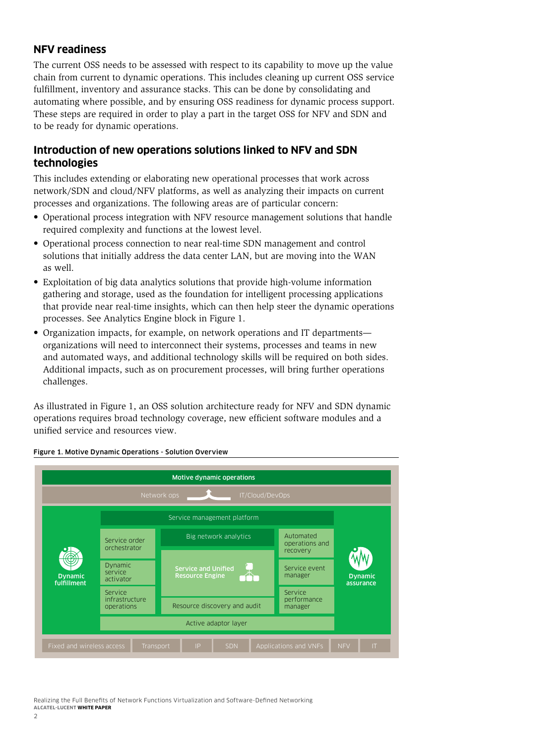## NFV readiness

The current OSS needs to be assessed with respect to its capability to move up the value chain from current to dynamic operations. This includes cleaning up current OSS service fulfillment, inventory and assurance stacks. This can be done by consolidating and automating where possible, and by ensuring OSS readiness for dynamic process support. These steps are required in order to play a part in the target OSS for NFV and SDN and to be ready for dynamic operations.

## Introduction of new operations solutions linked to NFV and SDN technologies

This includes extending or elaborating new operational processes that work across network/SDN and cloud/NFV platforms, as well as analyzing their impacts on current processes and organizations. The following areas are of particular concern:

- Operational process integration with NFV resource management solutions that handle required complexity and functions at the lowest level.
- Operational process connection to near real-time SDN management and control solutions that initially address the data center LAN, but are moving into the WAN as well.
- Exploitation of big data analytics solutions that provide high-volume information gathering and storage, used as the foundation for intelligent processing applications that provide near real-time insights, which can then help steer the dynamic operations processes. See Analytics Engine block in Figure 1.
- Organization impacts, for example, on network operations and IT departments—organizations will need to interconnect their systems, processes and teams in new and automated ways, and additional technology skills will be required on both sides. Additional impacts, such as on procurement processes, will bring further operations challenges.

As illustrated in Figure 1, an OSS solution architecture ready for NFV and SDN dynamic operations requires broad technology coverage, new efficient software modules and a unified service and resources view.

**Figure 1. Motive Dynamic Operations - Solution Overview**

Motive dynamic operations

Network ops → IT/Cloud/DevOps

Dynamic fulfillment | Dynamic assurance

Service management platform

- Service order orchestrator
- Dynamic service activator
- Service infrastructure operations
- Big network analytics
- Service and Unified Resource Engine
- Resource discovery and audit
- Automated operations and recovery
- Service event manager
- Service performance manager

Active adaptor layer

Fixed and wireless access | Transport | IP | SDN | Applications and VNFs | NFV | IT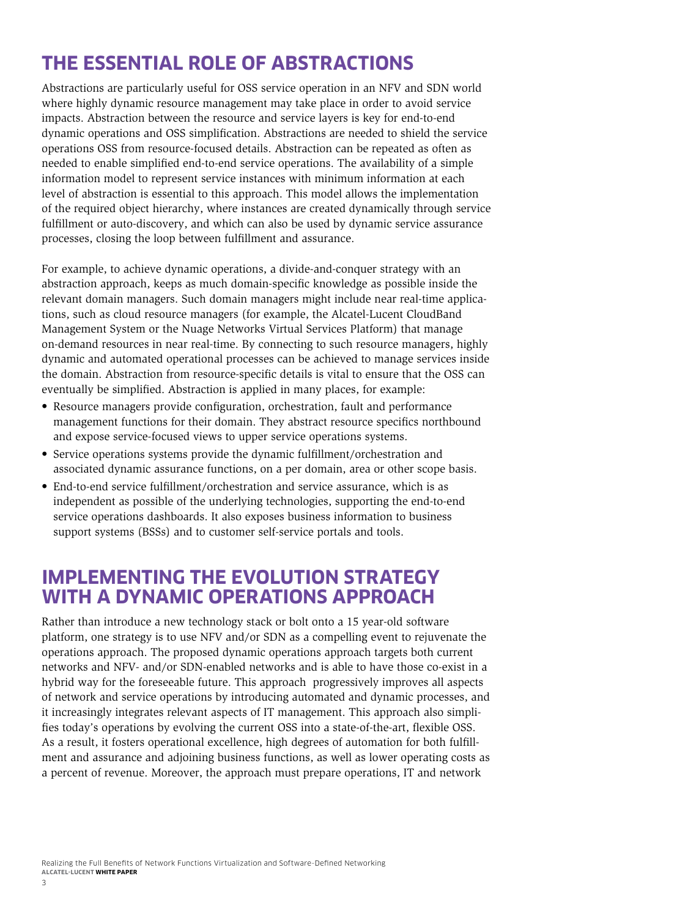## THE ESSENTIAL ROLE OF ABSTRACTIONS

Abstractions are particularly useful for OSS service operation in an NFV and SDN world where highly dynamic resource management may take place in order to avoid service impacts. Abstraction between the resource and service layers is key for end-to-end dynamic operations and OSS simplification. Abstractions are needed to shield the service operations OSS from resource-focused details. Abstraction can be repeated as often as needed to enable simplified end-to-end service operations. The availability of a simple information model to represent service instances with minimum information at each level of abstraction is essential to this approach. This model allows the implementation of the required object hierarchy, where instances are created dynamically through service fulfillment or auto-discovery, and which can also be used by dynamic service assurance processes, closing the loop between fulfillment and assurance.

For example, to achieve dynamic operations, a divide-and-conquer strategy with an abstraction approach, keeps as much domain-specific knowledge as possible inside the relevant domain managers. Such domain managers might include near real-time applications, such as cloud resource managers (for example, the Alcatel-Lucent CloudBand Management System or the Nuage Networks Virtual Services Platform) that manage on-demand resources in near real-time. By connecting to such resource managers, highly dynamic and automated operational processes can be achieved to manage services inside the domain. Abstraction from resource-specific details is vital to ensure that the OSS can eventually be simplified. Abstraction is applied in many places, for example:

- Resource managers provide configuration, orchestration, fault and performance management functions for their domain. They abstract resource specifics northbound and expose service-focused views to upper service operations systems.
- Service operations systems provide the dynamic fulfillment/orchestration and associated dynamic assurance functions, on a per domain, area or other scope basis.
- End-to-end service fulfillment/orchestration and service assurance, which is as independent as possible of the underlying technologies, supporting the end-to-end service operations dashboards. It also exposes business information to business support systems (BSSs) and to customer self-service portals and tools.

## IMPLEMENTING THE EVOLUTION STRATEGY WITH A DYNAMIC OPERATIONS APPROACH

Rather than introduce a new technology stack or bolt onto a 15 year-old software platform, one strategy is to use NFV and/or SDN as a compelling event to rejuvenate the operations approach. The proposed dynamic operations approach targets both current networks and NFV- and/or SDN-enabled networks and is able to have those co-exist in a hybrid way for the foreseeable future. This approach progressively improves all aspects of network and service operations by introducing automated and dynamic processes, and it increasingly integrates relevant aspects of IT management. This approach also simplifies today's operations by evolving the current OSS into a state-of-the-art, flexible OSS. As a result, it fosters operational excellence, high degrees of automation for both fulfillment and assurance and adjoining business functions, as well as lower operating costs as a percent of revenue. Moreover, the approach must prepare operations, IT and network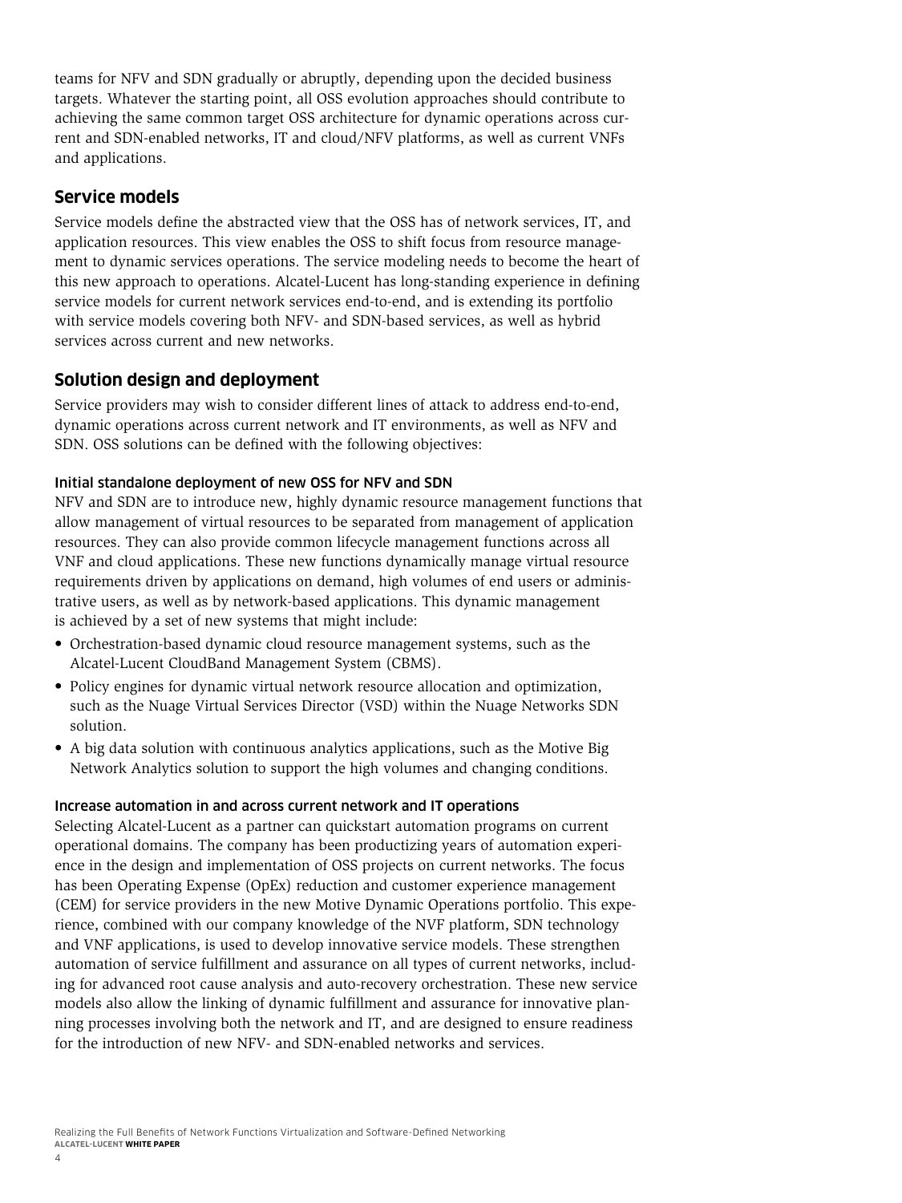teams for NFV and SDN gradually or abruptly, depending upon the decided business targets. Whatever the starting point, all OSS evolution approaches should contribute to achieving the same common target OSS architecture for dynamic operations across current and SDN-enabled networks, IT and cloud/NFV platforms, as well as current VNFs and applications.

## Service models

Service models define the abstracted view that the OSS has of network services, IT, and application resources. This view enables the OSS to shift focus from resource management to dynamic services operations. The service modeling needs to become the heart of this new approach to operations. Alcatel-Lucent has long-standing experience in defining service models for current network services end-to-end, and is extending its portfolio with service models covering both NFV- and SDN-based services, as well as hybrid services across current and new networks.

## Solution design and deployment

Service providers may wish to consider different lines of attack to address end-to-end, dynamic operations across current network and IT environments, as well as NFV and SDN. OSS solutions can be defined with the following objectives:

### Initial standalone deployment of new OSS for NFV and SDN

NFV and SDN are to introduce new, highly dynamic resource management functions that allow management of virtual resources to be separated from management of application resources. They can also provide common lifecycle management functions across all VNF and cloud applications. These new functions dynamically manage virtual resource requirements driven by applications on demand, high volumes of end users or administrative users, as well as by network-based applications. This dynamic management is achieved by a set of new systems that might include:

- Orchestration-based dynamic cloud resource management systems, such as the Alcatel-Lucent CloudBand Management System (CBMS).
- Policy engines for dynamic virtual network resource allocation and optimization, such as the Nuage Virtual Services Director (VSD) within the Nuage Networks SDN solution.
- A big data solution with continuous analytics applications, such as the Motive Big Network Analytics solution to support the high volumes and changing conditions.

### Increase automation in and across current network and IT operations

Selecting Alcatel-Lucent as a partner can quickstart automation programs on current operational domains. The company has been productizing years of automation experience in the design and implementation of OSS projects on current networks. The focus has been Operating Expense (OpEx) reduction and customer experience management (CEM) for service providers in the new Motive Dynamic Operations portfolio. This experience, combined with our company knowledge of the NVF platform, SDN technology and VNF applications, is used to develop innovative service models. These strengthen automation of service fulfillment and assurance on all types of current networks, including for advanced root cause analysis and auto-recovery orchestration. These new service models also allow the linking of dynamic fulfillment and assurance for innovative planning processes involving both the network and IT, and are designed to ensure readiness for the introduction of new NFV- and SDN-enabled networks and services.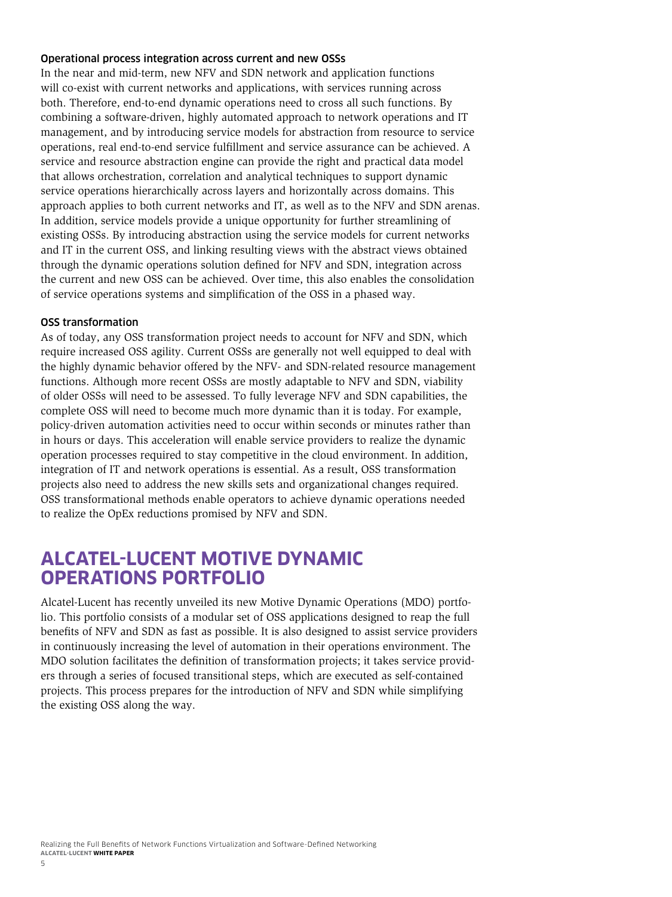### Operational process integration across current and new OSSs

In the near and mid-term, new NFV and SDN network and application functions will co-exist with current networks and applications, with services running across both. Therefore, end-to-end dynamic operations need to cross all such functions. By combining a software-driven, highly automated approach to network operations and IT management, and by introducing service models for abstraction from resource to service operations, real end-to-end service fulfillment and service assurance can be achieved. A service and resource abstraction engine can provide the right and practical data model that allows orchestration, correlation and analytical techniques to support dynamic service operations hierarchically across layers and horizontally across domains. This approach applies to both current networks and IT, as well as to the NFV and SDN arenas. In addition, service models provide a unique opportunity for further streamlining of existing OSSs. By introducing abstraction using the service models for current networks and IT in the current OSS, and linking resulting views with the abstract views obtained through the dynamic operations solution defined for NFV and SDN, integration across the current and new OSS can be achieved. Over time, this also enables the consolidation of service operations systems and simplification of the OSS in a phased way.

### OSS transformation

As of today, any OSS transformation project needs to account for NFV and SDN, which require increased OSS agility. Current OSSs are generally not well equipped to deal with the highly dynamic behavior offered by the NFV- and SDN-related resource management functions. Although more recent OSSs are mostly adaptable to NFV and SDN, viability of older OSSs will need to be assessed. To fully leverage NFV and SDN capabilities, the complete OSS will need to become much more dynamic than it is today. For example, policy-driven automation activities need to occur within seconds or minutes rather than in hours or days. This acceleration will enable service providers to realize the dynamic operation processes required to stay competitive in the cloud environment. In addition, integration of IT and network operations is essential. As a result, OSS transformation projects also need to address the new skills sets and organizational changes required. OSS transformational methods enable operators to achieve dynamic operations needed to realize the OpEx reductions promised by NFV and SDN.

## ALCATEL-LUCENT MOTIVE DYNAMIC OPERATIONS PORTFOLIO

Alcatel-Lucent has recently unveiled its new Motive Dynamic Operations (MDO) portfolio. This portfolio consists of a modular set of OSS applications designed to reap the full benefits of NFV and SDN as fast as possible. It is also designed to assist service providers in continuously increasing the level of automation in their operations environment. The MDO solution facilitates the definition of transformation projects; it takes service providers through a series of focused transitional steps, which are executed as self-contained projects. This process prepares for the introduction of NFV and SDN while simplifying the existing OSS along the way.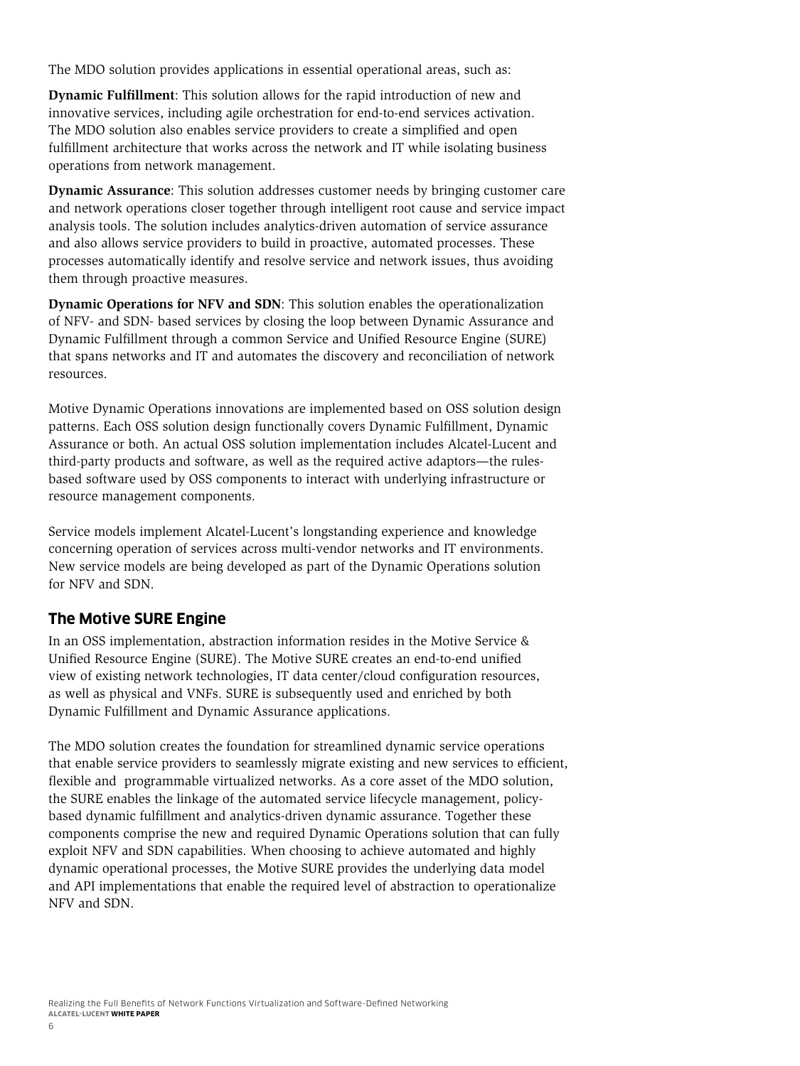The MDO solution provides applications in essential operational areas, such as:

**Dynamic Fulfillment**: This solution allows for the rapid introduction of new and innovative services, including agile orchestration for end-to-end services activation. The MDO solution also enables service providers to create a simplified and open fulfillment architecture that works across the network and IT while isolating business operations from network management.

**Dynamic Assurance**: This solution addresses customer needs by bringing customer care and network operations closer together through intelligent root cause and service impact analysis tools. The solution includes analytics-driven automation of service assurance and also allows service providers to build in proactive, automated processes. These processes automatically identify and resolve service and network issues, thus avoiding them through proactive measures.

**Dynamic Operations for NFV and SDN**: This solution enables the operationalization of NFV- and SDN- based services by closing the loop between Dynamic Assurance and Dynamic Fulfillment through a common Service and Unified Resource Engine (SURE) that spans networks and IT and automates the discovery and reconciliation of network resources.

Motive Dynamic Operations innovations are implemented based on OSS solution design patterns. Each OSS solution design functionally covers Dynamic Fulfillment, Dynamic Assurance or both. An actual OSS solution implementation includes Alcatel-Lucent and third-party products and software, as well as the required active adaptors—the rules-based software used by OSS components to interact with underlying infrastructure or resource management components.

Service models implement Alcatel-Lucent's longstanding experience and knowledge concerning operation of services across multi-vendor networks and IT environments. New service models are being developed as part of the Dynamic Operations solution for NFV and SDN.

## The Motive SURE Engine

In an OSS implementation, abstraction information resides in the Motive Service & Unified Resource Engine (SURE). The Motive SURE creates an end-to-end unified view of existing network technologies, IT data center/cloud configuration resources, as well as physical and VNFs. SURE is subsequently used and enriched by both Dynamic Fulfillment and Dynamic Assurance applications.

The MDO solution creates the foundation for streamlined dynamic service operations that enable service providers to seamlessly migrate existing and new services to efficient, flexible and programmable virtualized networks. As a core asset of the MDO solution, the SURE enables the linkage of the automated service lifecycle management, policy-based dynamic fulfillment and analytics-driven dynamic assurance. Together these components comprise the new and required Dynamic Operations solution that can fully exploit NFV and SDN capabilities. When choosing to achieve automated and highly dynamic operational processes, the Motive SURE provides the underlying data model and API implementations that enable the required level of abstraction to operationalize NFV and SDN.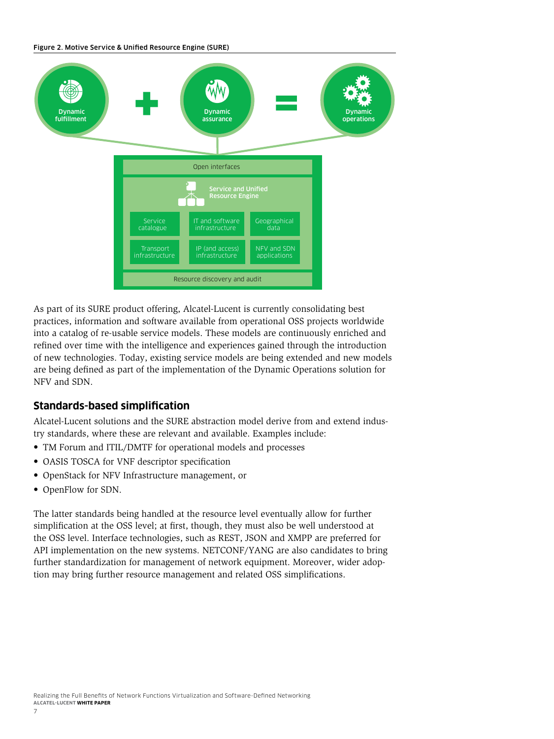**Figure 2. Motive Service & Unified Resource Engine (SURE)**

Dynamic fulfillment + Dynamic assurance = Dynamic operations

Open interfaces

Service and Unified Resource Engine

| Service catalogue | IT and software infrastructure | Geographical data |
| --- | --- | --- |
| Transport infrastructure | IP (and access) infrastructure | NFV and SDN applications |

Resource discovery and audit

As part of its SURE product offering, Alcatel-Lucent is currently consolidating best practices, information and software available from operational OSS projects worldwide into a catalog of re-usable service models. These models are continuously enriched and refined over time with the intelligence and experiences gained through the introduction of new technologies. Today, existing service models are being extended and new models are being defined as part of the implementation of the Dynamic Operations solution for NFV and SDN.

## Standards-based simplification

Alcatel-Lucent solutions and the SURE abstraction model derive from and extend industry standards, where these are relevant and available. Examples include:

- TM Forum and ITIL/DMTF for operational models and processes
- OASIS TOSCA for VNF descriptor specification
- OpenStack for NFV Infrastructure management, or
- OpenFlow for SDN.

The latter standards being handled at the resource level eventually allow for further simplification at the OSS level; at first, though, they must also be well understood at the OSS level. Interface technologies, such as REST, JSON and XMPP are preferred for API implementation on the new systems. NETCONF/YANG are also candidates to bring further standardization for management of network equipment. Moreover, wider adoption may bring further resource management and related OSS simplifications.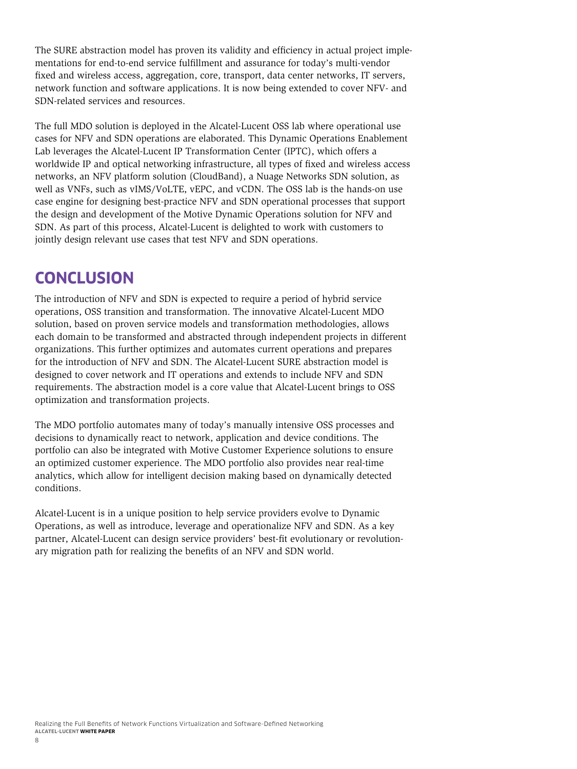The SURE abstraction model has proven its validity and efficiency in actual project implementations for end-to-end service fulfillment and assurance for today's multi-vendor fixed and wireless access, aggregation, core, transport, data center networks, IT servers, network function and software applications. It is now being extended to cover NFV- and SDN-related services and resources.

The full MDO solution is deployed in the Alcatel-Lucent OSS lab where operational use cases for NFV and SDN operations are elaborated. This Dynamic Operations Enablement Lab leverages the Alcatel-Lucent IP Transformation Center (IPTC), which offers a worldwide IP and optical networking infrastructure, all types of fixed and wireless access networks, an NFV platform solution (CloudBand), a Nuage Networks SDN solution, as well as VNFs, such as vIMS/VoLTE, vEPC, and vCDN. The OSS lab is the hands-on use case engine for designing best-practice NFV and SDN operational processes that support the design and development of the Motive Dynamic Operations solution for NFV and SDN. As part of this process, Alcatel-Lucent is delighted to work with customers to jointly design relevant use cases that test NFV and SDN operations.

# CONCLUSION

The introduction of NFV and SDN is expected to require a period of hybrid service operations, OSS transition and transformation. The innovative Alcatel-Lucent MDO solution, based on proven service models and transformation methodologies, allows each domain to be transformed and abstracted through independent projects in different organizations. This further optimizes and automates current operations and prepares for the introduction of NFV and SDN. The Alcatel-Lucent SURE abstraction model is designed to cover network and IT operations and extends to include NFV and SDN requirements. The abstraction model is a core value that Alcatel-Lucent brings to OSS optimization and transformation projects.

The MDO portfolio automates many of today's manually intensive OSS processes and decisions to dynamically react to network, application and device conditions. The portfolio can also be integrated with Motive Customer Experience solutions to ensure an optimized customer experience. The MDO portfolio also provides near real-time analytics, which allow for intelligent decision making based on dynamically detected conditions.

Alcatel-Lucent is in a unique position to help service providers evolve to Dynamic Operations, as well as introduce, leverage and operationalize NFV and SDN. As a key partner, Alcatel-Lucent can design service providers' best-fit evolutionary or revolutionary migration path for realizing the benefits of an NFV and SDN world.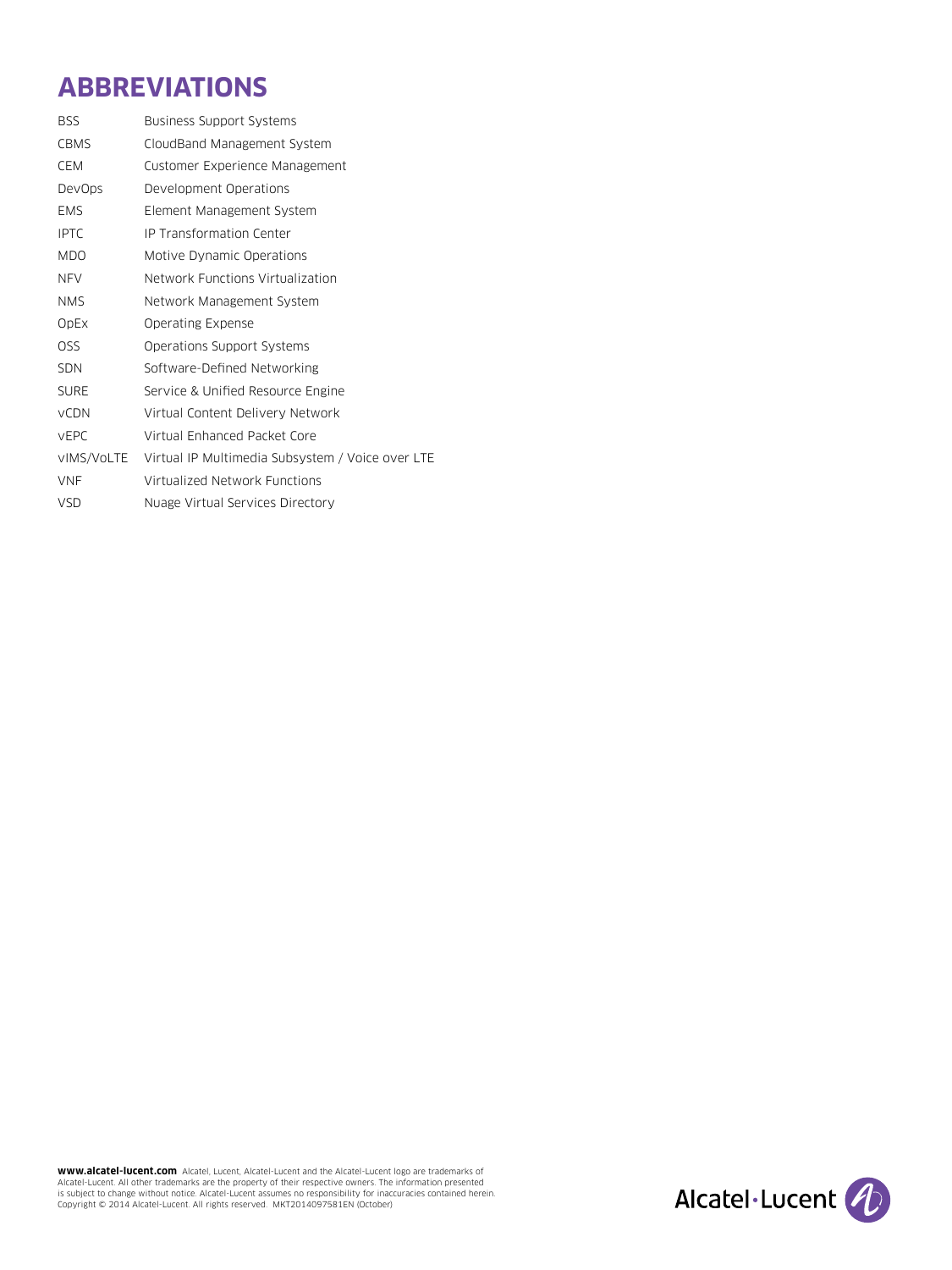# ABBREVIATIONS

| | |
|---|---|
| BSS | Business Support Systems |
| CBMS | CloudBand Management System |
| CEM | Customer Experience Management |
| DevOps | Development Operations |
| EMS | Element Management System |
| IPTC | IP Transformation Center |
| MDO | Motive Dynamic Operations |
| NFV | Network Functions Virtualization |
| NMS | Network Management System |
| OpEx | Operating Expense |
| OSS | Operations Support Systems |
| SDN | Software-Defined Networking |
| SURE | Service & Unified Resource Engine |
| vCDN | Virtual Content Delivery Network |
| vEPC | Virtual Enhanced Packet Core |
| vIMS/VoLTE | Virtual IP Multimedia Subsystem / Voice over LTE |
| VNF | Virtualized Network Functions |
| VSD | Nuage Virtual Services Directory |

**www.alcatel-lucent.com** Alcatel, Lucent, Alcatel-Lucent and the Alcatel-Lucent logo are trademarks of Alcatel-Lucent. All other trademarks are the property of their respective owners. The information presented is subject to change without notice. Alcatel-Lucent assumes no responsibility for inaccuracies contained herein. Copyright © 2014 Alcatel-Lucent. All rights reserved. MKT2014097581EN (October)

Alcatel·Lucent